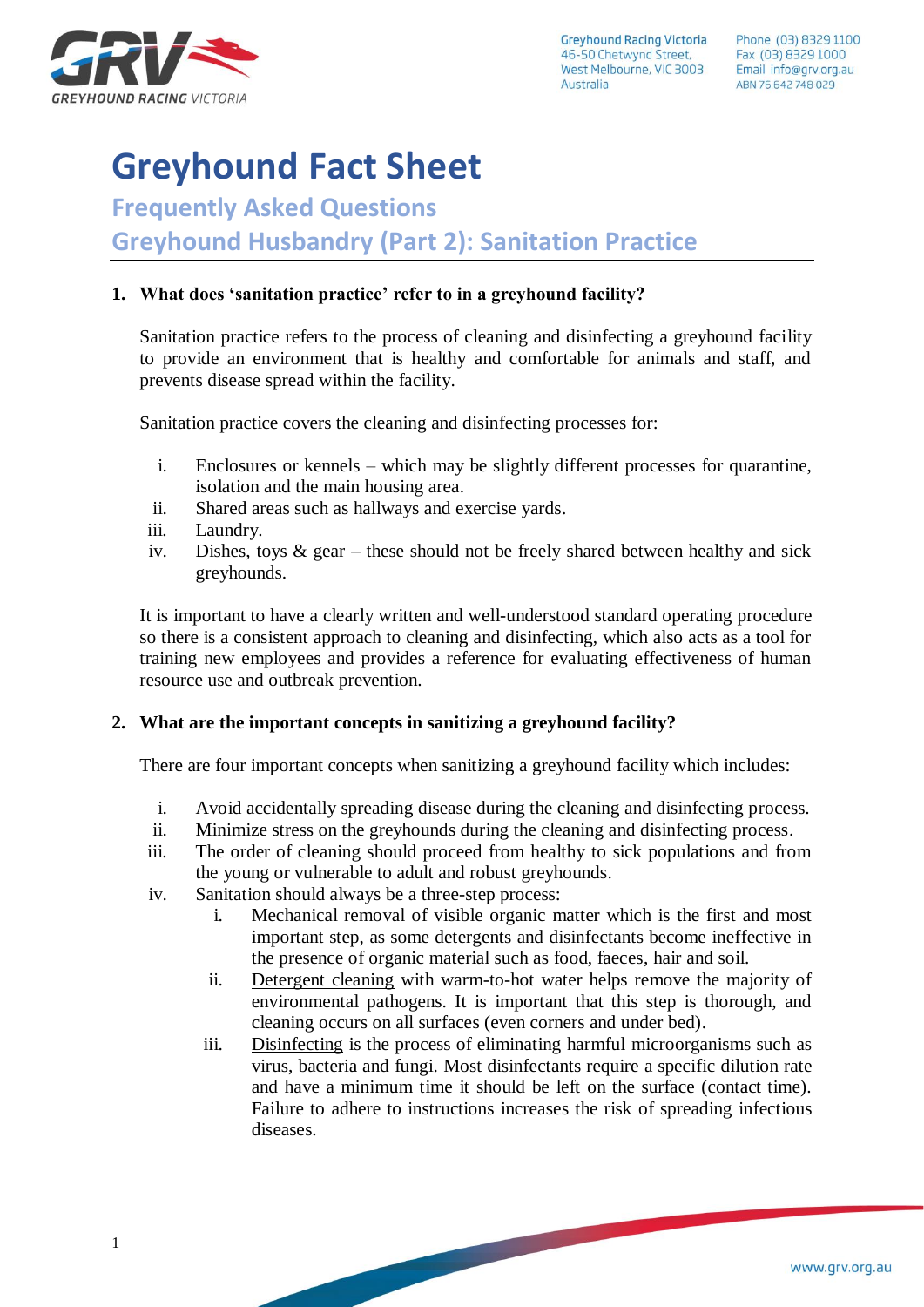# Greyhound Fact Sheet

## Frequently Asked Questions

## Greyhound Husbandry (Part 2): Sanitation Practice

**1. What does 'sanitation practice' refer to in a greyhound facility?**

Sanitation practice refers to the process of cleaning and disinfecting a greyhound facility to provide an environment that is healthy and comfortable for animals and staff, and prevents disease spread within the facility.

Sanitation practice covers the cleaning and disinfecting processes for:

i. Enclosures or kennels – which may be slightly different processes for quarantine, isolation and the main housing area.
ii. Shared areas such as hallways and exercise yards.
iii. Laundry.
iv. Dishes, toys & gear – these should not be freely shared between healthy and sick greyhounds.

It is important to have a clearly written and well-understood standard operating procedure so there is a consistent approach to cleaning and disinfecting, which also acts as a tool for training new employees and provides a reference for evaluating effectiveness of human resource use and outbreak prevention.

**2. What are the important concepts in sanitizing a greyhound facility?**

There are four important concepts when sanitizing a greyhound facility which includes:

i. Avoid accidentally spreading disease during the cleaning and disinfecting process.
ii. Minimize stress on the greyhounds during the cleaning and disinfecting process.
iii. The order of cleaning should proceed from healthy to sick populations and from the young or vulnerable to adult and robust greyhounds.
iv. Sanitation should always be a three-step process:
    i. Mechanical removal of visible organic matter which is the first and most important step, as some detergents and disinfectants become ineffective in the presence of organic material such as food, faeces, hair and soil.
    ii. Detergent cleaning with warm-to-hot water helps remove the majority of environmental pathogens. It is important that this step is thorough, and cleaning occurs on all surfaces (even corners and under bed).
    iii. Disinfecting is the process of eliminating harmful microorganisms such as virus, bacteria and fungi. Most disinfectants require a specific dilution rate and have a minimum time it should be left on the surface (contact time). Failure to adhere to instructions increases the risk of spreading infectious diseases.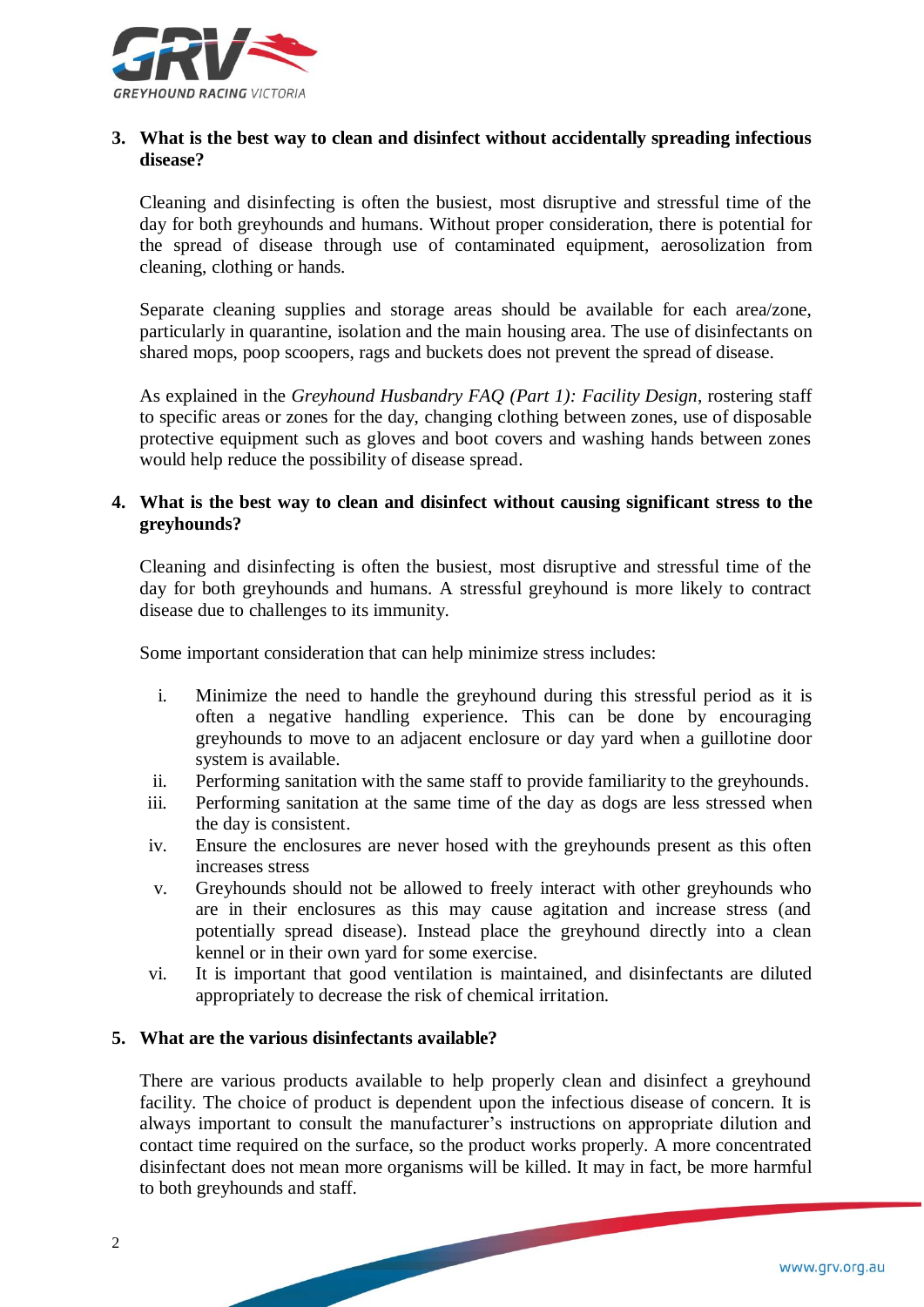### 3. What is the best way to clean and disinfect without accidentally spreading infectious disease?

Cleaning and disinfecting is often the busiest, most disruptive and stressful time of the day for both greyhounds and humans. Without proper consideration, there is potential for the spread of disease through use of contaminated equipment, aerosolization from cleaning, clothing or hands.

Separate cleaning supplies and storage areas should be available for each area/zone, particularly in quarantine, isolation and the main housing area. The use of disinfectants on shared mops, poop scoopers, rags and buckets does not prevent the spread of disease.

As explained in the *Greyhound Husbandry FAQ (Part 1): Facility Design*, rostering staff to specific areas or zones for the day, changing clothing between zones, use of disposable protective equipment such as gloves and boot covers and washing hands between zones would help reduce the possibility of disease spread.

### 4. What is the best way to clean and disinfect without causing significant stress to the greyhounds?

Cleaning and disinfecting is often the busiest, most disruptive and stressful time of the day for both greyhounds and humans. A stressful greyhound is more likely to contract disease due to challenges to its immunity.

Some important consideration that can help minimize stress includes:

i. Minimize the need to handle the greyhound during this stressful period as it is often a negative handling experience. This can be done by encouraging greyhounds to move to an adjacent enclosure or day yard when a guillotine door system is available.
ii. Performing sanitation with the same staff to provide familiarity to the greyhounds.
iii. Performing sanitation at the same time of the day as dogs are less stressed when the day is consistent.
iv. Ensure the enclosures are never hosed with the greyhounds present as this often increases stress
v. Greyhounds should not be allowed to freely interact with other greyhounds who are in their enclosures as this may cause agitation and increase stress (and potentially spread disease). Instead place the greyhound directly into a clean kennel or in their own yard for some exercise.
vi. It is important that good ventilation is maintained, and disinfectants are diluted appropriately to decrease the risk of chemical irritation.

### 5. What are the various disinfectants available?

There are various products available to help properly clean and disinfect a greyhound facility. The choice of product is dependent upon the infectious disease of concern. It is always important to consult the manufacturer's instructions on appropriate dilution and contact time required on the surface, so the product works properly. A more concentrated disinfectant does not mean more organisms will be killed. It may in fact, be more harmful to both greyhounds and staff.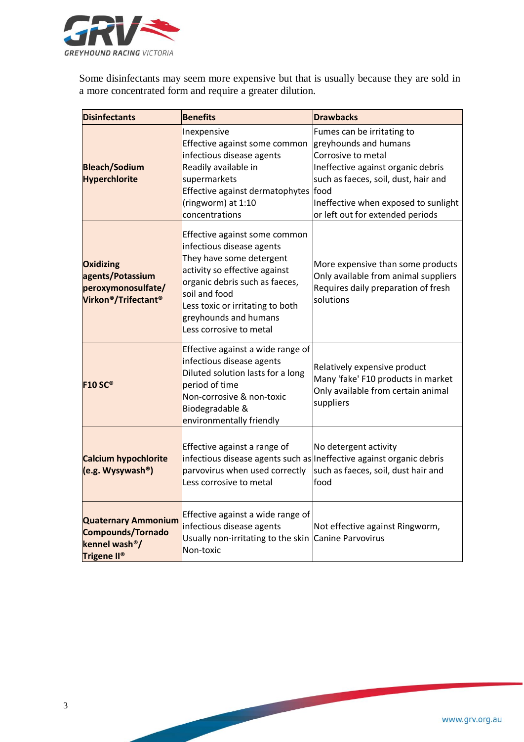Some disinfectants may seem more expensive but that is usually because they are sold in a more concentrated form and require a greater dilution.

| Disinfectants | Benefits | Drawbacks |
|---|---|---|
| **Bleach/Sodium Hyperchlorite** | Inexpensive<br>Effective against some common infectious disease agents<br>Readily available in supermarkets<br>Effective against dermatophytes (ringworm) at 1:10 concentrations | Fumes can be irritating to greyhounds and humans<br>Corrosive to metal<br>Ineffective against organic debris such as faeces, soil, dust, hair and food<br>Ineffective when exposed to sunlight or left out for extended periods |
| **Oxidizing agents/Potassium peroxymonosulfate/ Virkon®/Trifectant®** | Effective against some common infectious disease agents<br>They have some detergent activity so effective against organic debris such as faeces, soil and food<br>Less toxic or irritating to both greyhounds and humans<br>Less corrosive to metal | More expensive than some products<br>Only available from animal suppliers<br>Requires daily preparation of fresh solutions |
| **F10 SC®** | Effective against a wide range of infectious disease agents<br>Diluted solution lasts for a long period of time<br>Non-corrosive & non-toxic<br>Biodegradable & environmentally friendly | Relatively expensive product<br>Many 'fake' F10 products in market<br>Only available from certain animal suppliers |
| **Calcium hypochlorite (e.g. Wysywash®)** | Effective against a range of infectious disease agents such as parvovirus when used correctly<br>Less corrosive to metal | No detergent activity<br>Ineffective against organic debris such as faeces, soil, dust hair and food |
| **Quaternary Ammonium Compounds/Tornado kennel wash®/ Trigene II®** | Effective against a wide range of infectious disease agents<br>Usually non-irritating to the skin<br>Non-toxic | Not effective against Ringworm, Canine Parvovirus |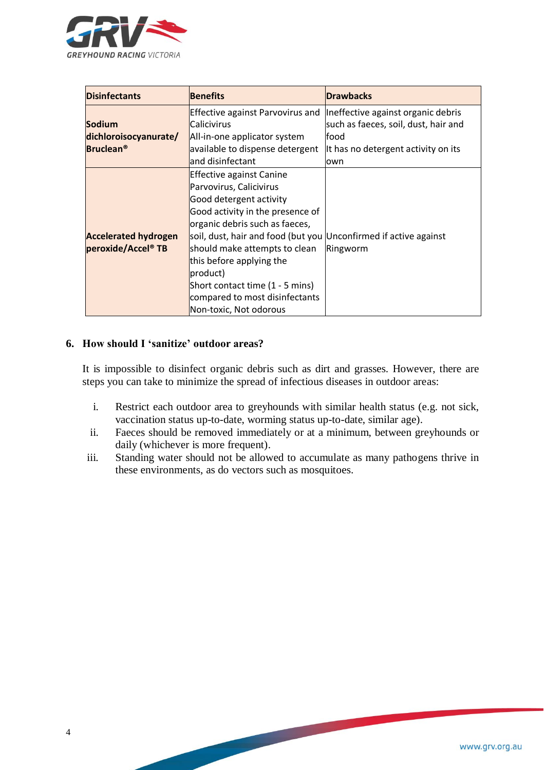| Disinfectants | Benefits | Drawbacks |
|---|---|---|
| **Sodium dichloroisocyanurate/ Bruclean®** | Effective against Parvovirus and Calicivirus<br>All-in-one applicator system available to dispense detergent and disinfectant | Ineffective against organic debris such as faeces, soil, dust, hair and food<br>It has no detergent activity on its own |
| **Accelerated hydrogen peroxide/Accel® TB** | Effective against Canine Parvovirus, Calicivirus<br>Good detergent activity<br>Good activity in the presence of organic debris such as faeces, soil, dust, hair and food (but you should make attempts to clean this before applying the product)<br>Short contact time (1 - 5 mins) compared to most disinfectants<br>Non-toxic, Not odorous | Unconfirmed if active against Ringworm |

## 6. How should I 'sanitize' outdoor areas?

It is impossible to disinfect organic debris such as dirt and grasses. However, there are steps you can take to minimize the spread of infectious diseases in outdoor areas:

i. Restrict each outdoor area to greyhounds with similar health status (e.g. not sick, vaccination status up-to-date, worming status up-to-date, similar age).

ii. Faeces should be removed immediately or at a minimum, between greyhounds or daily (whichever is more frequent).

iii. Standing water should not be allowed to accumulate as many pathogens thrive in these environments, as do vectors such as mosquitoes.